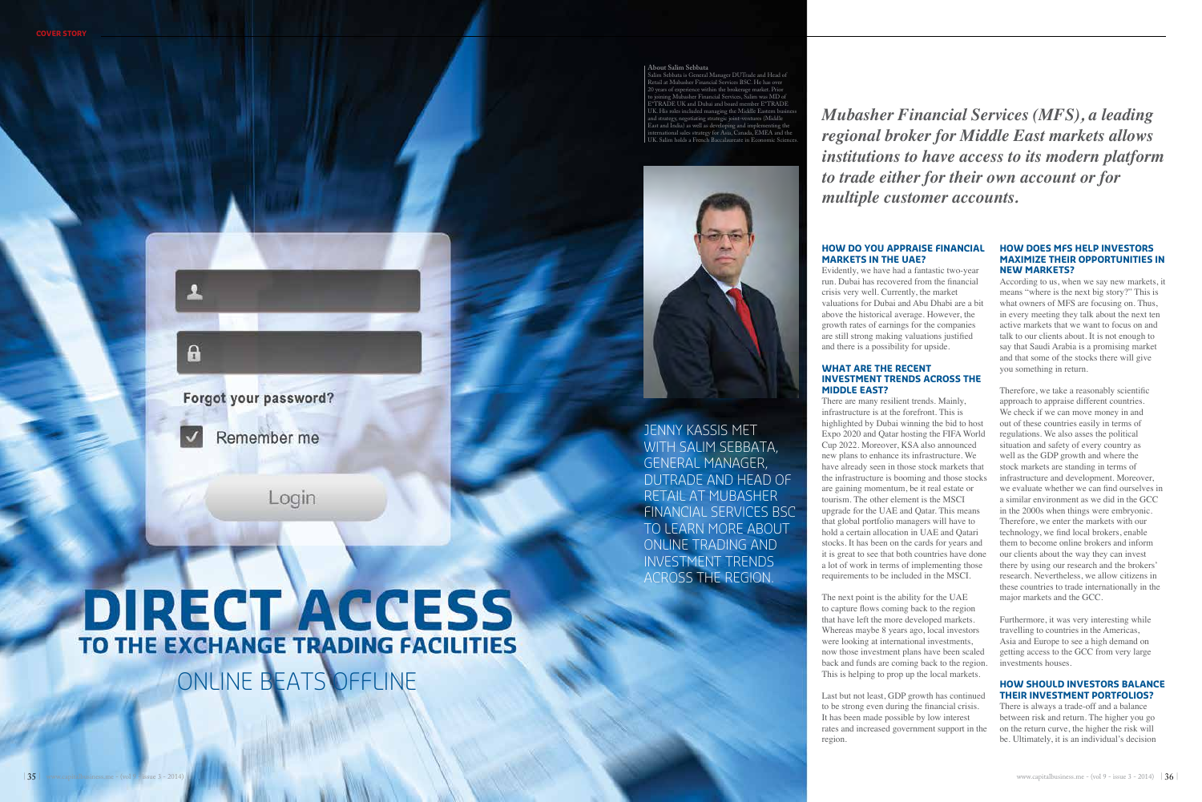# DIRECT ACCESS

## TO THE EXCHANGE TRADING FILITIES

## ONLINE BEATS OFFLINE

JENNY KASSIS MET WITH SALIM SEBBATA, GENERAL MANAGER, DUTRADE AND HEAD OF RETAIL AT MUBASHER FINANCIAL SERVICES BSC TO LEARN MORE ABOUT ONLINE TRADING AND INVESTMENT TRENDS ACROSS THE REGION.

**About Salim Sebbata**

Salim Sebbata is General Manager DUTrade and Head of Retail at Mubasher Financial Services BSC. He has over 20 years of experience within the brokerage market. Prior to joining Mubasher Financial Services, Salim was MD of E*TRADE UK and Dubai and board member E*TRADE UK. His roles included managing the Middle Eastern business and strategy, negotiating strategic joint-ventures (Middle East and India) as well as developing and implementing the international sales strategy for Asia, Canada, EMEA and the UK. Salim holds a French Baccalaureate in Economic Sciences.

***Mubasher Financial Services (MFS), a leading regional broker for Middle East markets allows institutions to have access to its modern platform to trade either for their own account or for multiple customer accounts.***

### HOW DO YOU APPRAISE FINANCIAL MARKETS IN THE UAE?

Evidently, we have had a fantastic two-year run. Dubai has recovered from the financial crisis very well. Currently, the market valuations for Dubai and Abu Dhabi are a bit above the historical average. However, the growth rates of earnings for the companies are still strong making valuations justified and there is a possibility for upside.

### WHAT ARE THE RECENT INVESTMENT TRENDS ACROSS THE MIDDLE EAST?

There are many resilient trends. Mainly, infrastructure is at the forefront. This is highlighted by Dubai winning the bid to host Expo 2020 and Qatar hosting the FIFA World Cup 2022. Moreover, KSA also announced new plans to enhance its infrastructure. We have already seen in those stock markets that the infrastructure is booming and those stocks are gaining momentum, be it real estate or tourism. The other element is the MSCI upgrade for the UAE and Qatar. This means that global portfolio managers will have to hold a certain allocation in UAE and Qatari stocks. It has been on the cards for years and it is great to see that both countries have done a lot of work in terms of implementing those requirements to be included in the MSCI.

The next point is the ability for the UAE to capture flows coming back to the region that have left the more developed markets. Whereas maybe 8 years ago, local investors were looking at international investments, now those investment plans have been scaled back and funds are coming back to the region. This is helping to prop up the local markets.

Last but not least, GDP growth has continued to be strong even during the financial crisis. It has been made possible by low interest rates and increased government support in the region.

### HOW DOES MFS HELP INVESTORS MAXIMIZE THEIR OPPORTUNITIES IN NEW MARKETS?

According to us, when we say new markets, it means "where is the next big story?" This is what owners of MFS are focusing on. Thus, in every meeting they talk about the next ten active markets that we want to focus on and talk to our clients about. It is not enough to say that Saudi Arabia is a promising market and that some of the stocks there will give you something in return.

Therefore, we take a reasonably scientific approach to appraise different countries. We check if we can move money in and out of these countries easily in terms of regulations. We also asses the political situation and safety of every country as well as the GDP growth and where the stock markets are standing in terms of infrastructure and development. Moreover, we evaluate whether we can find ourselves in a similar environment as we did in the GCC in the 2000s when things were embryonic. Therefore, we enter the markets with our technology, we find local brokers, enable them to become online brokers and inform our clients about the way they can invest there by using our research and the brokers' research. Nevertheless, we allow citizens in these countries to trade internationally in the major markets and the GCC.

Furthermore, it was very interesting while travelling to countries in the Americas, Asia and Europe to see a high demand on getting access to the GCC from very large investments houses.

### HOW SHOULD INVESTORS BALANCE THEIR INVESTMENT PORTFOLIOS?

There is always a trade-off and a balance between risk and return. The higher you go on the return curve, the higher the risk will be. Ultimately, it is an individual's decision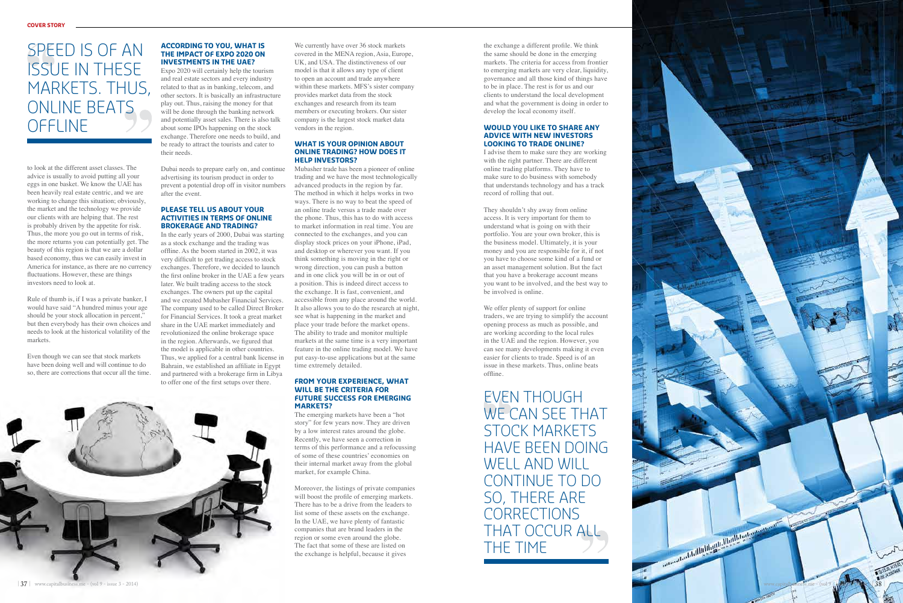# SPEED IS OF AN ISSUE IN THESE MARKETS. THUS, ONLINE BEATS OFFLINE

to look at the different asset classes. The advice is usually to avoid putting all your eggs in one basket. We know the UAE has been heavily real estate centric, and we are working to change this situation; obviously, the market and the technology we provide our clients with are helping that. The rest is probably driven by the appetite for risk. Thus, the more you go out in terms of risk, the more returns you can potentially get. The beauty of this region is that we are a dollar based economy, thus we can easily invest in America for instance, as there are no currency fluctuations. However, these are things investors need to look at.

Rule of thumb is, if I was a private banker, I would have said "A hundred minus your age should be your stock allocation in percent," but then everybody has their own choices and needs to look at the historical volatility of the markets.

Even though we can see that stock markets have been doing well and will continue to do so, there are corrections that occur all the time.

### ACCORDING TO YOU, WHAT IS THE IMPACT OF EXPO 2020 ON INVESTMENTS IN THE UAE?

Expo 2020 will certainly help the tourism and real estate sectors and every industry related to that as in banking, telecom, and other sectors. It is basically an infrastructure play out. Thus, raising the money for that will be done through the banking network and potentially asset sales. There is also talk about some IPOs happening on the stock exchange. Therefore one needs to build, and be ready to attract the tourists and cater to their needs.

Dubai needs to prepare early on, and continue advertising its tourism product in order to prevent a potential drop off in visitor numbers after the event.

### PLEASE TELL US ABOUT YOUR ACTIVITIES IN TERMS OF ONLINE BROKERAGE AND TRADING?

In the early years of 2000, Dubai was starting as a stock exchange and the trading was offline. As the boom started in 2002, it was very difficult to get trading access to stock exchanges. Therefore, we decided to launch the first online broker in the UAE a few years later. We built trading access to the stock exchanges. The owners put up the capital and we created Mubasher Financial Services. The company used to be called Direct Broker for Financial Services. It took a great market share in the UAE market immediately and revolutionized the online brokerage space in the region. Afterwards, we figured that the model is applicable in other countries. Thus, we applied for a central bank license in Bahrain, we established an affiliate in Egypt and partnered with a brokerage firm in Libya to offer one of the first setups over there.

We currently have over 36 stock markets covered in the MENA region, Asia, Europe, UK, and USA. The distinctiveness of our model is that it allows any type of client to open an account and trade anywhere within these markets. MFS's sister company provides market data from the stock exchanges and research from its team members or executing brokers. Our sister company is the largest stock market data vendors in the region.

### WHAT IS YOUR OPINION ABOUT ONLINE TRADING? HOW DOES IT HELP INVESTORS?

Mubasher trade has been a pioneer of online trading and we have the most technologically advanced products in the region by far. The method in which it helps works in two ways. There is no way to beat the speed of an online trade versus a trade made over the phone. Thus, this has to do with access to market information in real time. You are connected to the exchanges, and you can display stock prices on your iPhone, iPad, and desktop or wherever you want. If you think something is moving in the right or wrong direction, you can push a button and in one click you will be in or out of a position. This is indeed direct access to the exchange. It is fast, convenient, and accessible from any place around the world. It also allows you to do the research at night, see what is happening in the market and place your trade before the market opens. The ability to trade and monitor multiple markets at the same time is a very important feature in the online trading model. We have put easy-to-use applications but at the same time extremely detailed.

### FROM YOUR EXPERIENCE, WHAT WILL BE THE CRITERIA FOR FUTURE SUCCESS FOR EMERGING MARKETS?

The emerging markets have been a "hot story" for few years now. They are driven by a low interest rates around the globe. Recently, we have seen a correction in terms of this performance and a refocussing of some of these countries' economies on their internal market away from the global market, for example China.

Moreover, the listings of private companies will boost the profile of emerging markets. There has to be a drive from the leaders to list some of these assets on the exchange. In the UAE, we have plenty of fantastic companies that are brand leaders in the region or some even around the globe. The fact that some of these are listed on the exchange is helpful, because it gives the exchange a different profile. We think the same should be done in the emerging markets. The criteria for access from frontier to emerging markets are very clear, liquidity, governance and all those kind of things have to be in place. The rest is for us and our clients to understand the local development and what the government is doing in order to develop the local economy itself.

### WOULD YOU LIKE TO SHARE ANY ADVICE WITH NEW INVESTORS LOOKING TO TRADE ONLINE?

I advise them to make sure they are working with the right partner. There are different online trading platforms. They have to make sure to do business with somebody that understands technology and has a track record of rolling that out.

They shouldn't shy away from online access. It is very important for them to understand what is going on with their portfolio. You are your own broker, this is the business model. Ultimately, it is your money and you are responsible for it, if not you have to choose some kind of a fund or an asset management solution. But the fact that you have a brokerage account means you want to be involved, and the best way to be involved is online.

We offer plenty of support for online traders, we are trying to simplify the account opening process as much as possible, and are working according to the local rules in the UAE and the region. However, you can see many developments making it even easier for clients to trade. Speed is of an issue in these markets. Thus, online beats offline.

# EVEN THOUGH WE CAN SEE THAT STOCK MARKETS HAVE BEEN DOING WELL AND WILL CONTINUE TO DO SO, THERE ARE CORRECTIONS THAT OCCUR ALL THE TIME